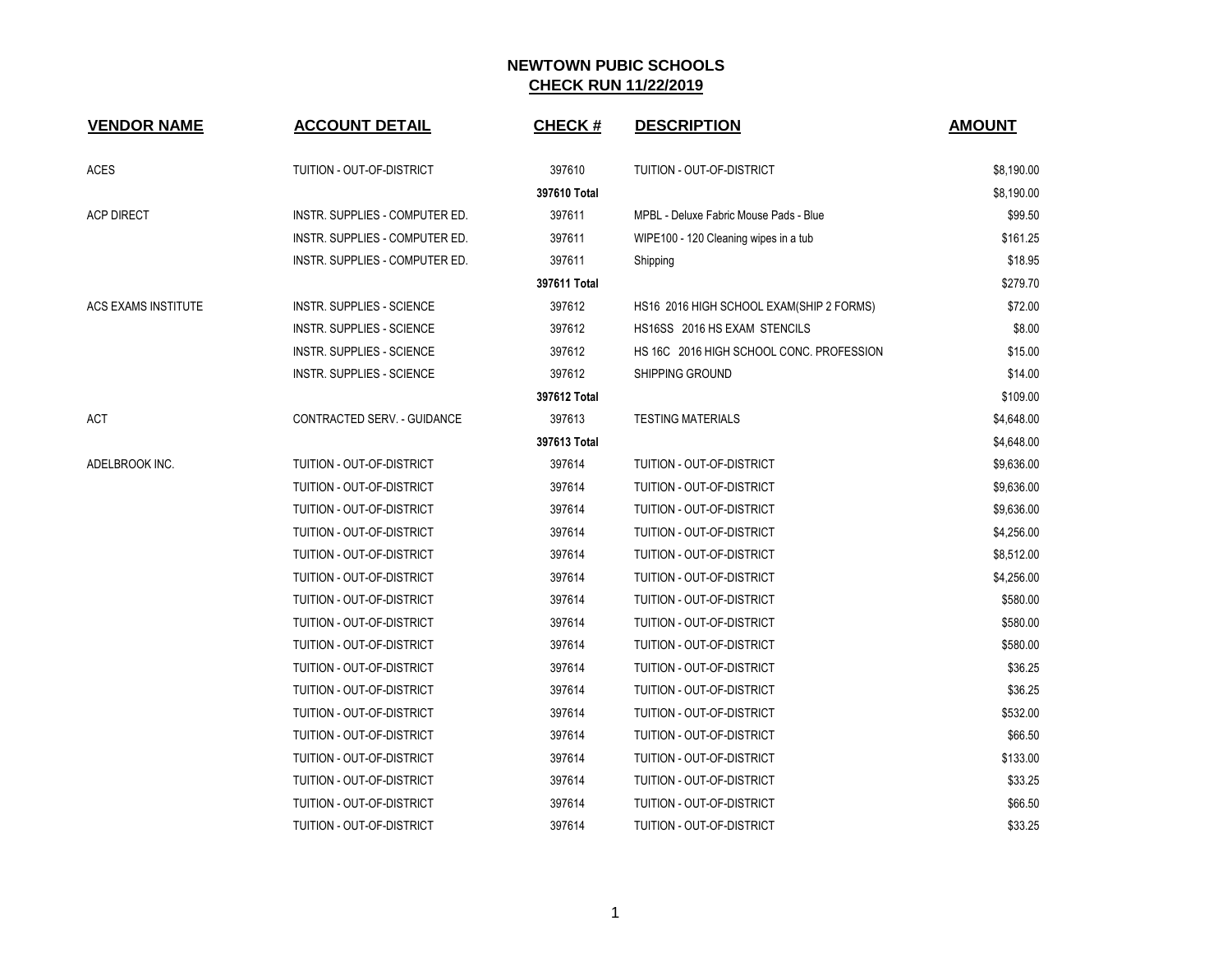# NEWTOWN PUBIC SCHOOLS

## CHECK RUN 11/22/2019

| VENDOR NAME | ACCOUNT DETAIL | CHECK # | DESCRIPTION | AMOUNT |
|---|---|---|---|---|
| ACES | TUITION - OUT-OF-DISTRICT | 397610 | TUITION - OUT-OF-DISTRICT | $8,190.00 |
| | | **397610 Total** | | $8,190.00 |
| ACP DIRECT | INSTR. SUPPLIES - COMPUTER ED. | 397611 | MPBL - Deluxe Fabric Mouse Pads - Blue | $99.50 |
| | INSTR. SUPPLIES - COMPUTER ED. | 397611 | WIPE100 - 120 Cleaning wipes in a tub | $161.25 |
| | INSTR. SUPPLIES - COMPUTER ED. | 397611 | Shipping | $18.95 |
| | | **397611 Total** | | $279.70 |
| ACS EXAMS INSTITUTE | INSTR. SUPPLIES - SCIENCE | 397612 | HS16 2016 HIGH SCHOOL EXAM(SHIP 2 FORMS) | $72.00 |
| | INSTR. SUPPLIES - SCIENCE | 397612 | HS16SS 2016 HS EXAM STENCILS | $8.00 |
| | INSTR. SUPPLIES - SCIENCE | 397612 | HS 16C 2016 HIGH SCHOOL CONC. PROFESSION | $15.00 |
| | INSTR. SUPPLIES - SCIENCE | 397612 | SHIPPING GROUND | $14.00 |
| | | **397612 Total** | | $109.00 |
| ACT | CONTRACTED SERV. - GUIDANCE | 397613 | TESTING MATERIALS | $4,648.00 |
| | | **397613 Total** | | $4,648.00 |
| ADELBROOK INC. | TUITION - OUT-OF-DISTRICT | 397614 | TUITION - OUT-OF-DISTRICT | $9,636.00 |
| | TUITION - OUT-OF-DISTRICT | 397614 | TUITION - OUT-OF-DISTRICT | $9,636.00 |
| | TUITION - OUT-OF-DISTRICT | 397614 | TUITION - OUT-OF-DISTRICT | $9,636.00 |
| | TUITION - OUT-OF-DISTRICT | 397614 | TUITION - OUT-OF-DISTRICT | $4,256.00 |
| | TUITION - OUT-OF-DISTRICT | 397614 | TUITION - OUT-OF-DISTRICT | $8,512.00 |
| | TUITION - OUT-OF-DISTRICT | 397614 | TUITION - OUT-OF-DISTRICT | $4,256.00 |
| | TUITION - OUT-OF-DISTRICT | 397614 | TUITION - OUT-OF-DISTRICT | $580.00 |
| | TUITION - OUT-OF-DISTRICT | 397614 | TUITION - OUT-OF-DISTRICT | $580.00 |
| | TUITION - OUT-OF-DISTRICT | 397614 | TUITION - OUT-OF-DISTRICT | $580.00 |
| | TUITION - OUT-OF-DISTRICT | 397614 | TUITION - OUT-OF-DISTRICT | $36.25 |
| | TUITION - OUT-OF-DISTRICT | 397614 | TUITION - OUT-OF-DISTRICT | $36.25 |
| | TUITION - OUT-OF-DISTRICT | 397614 | TUITION - OUT-OF-DISTRICT | $532.00 |
| | TUITION - OUT-OF-DISTRICT | 397614 | TUITION - OUT-OF-DISTRICT | $66.50 |
| | TUITION - OUT-OF-DISTRICT | 397614 | TUITION - OUT-OF-DISTRICT | $133.00 |
| | TUITION - OUT-OF-DISTRICT | 397614 | TUITION - OUT-OF-DISTRICT | $33.25 |
| | TUITION - OUT-OF-DISTRICT | 397614 | TUITION - OUT-OF-DISTRICT | $66.50 |
| | TUITION - OUT-OF-DISTRICT | 397614 | TUITION - OUT-OF-DISTRICT | $33.25 |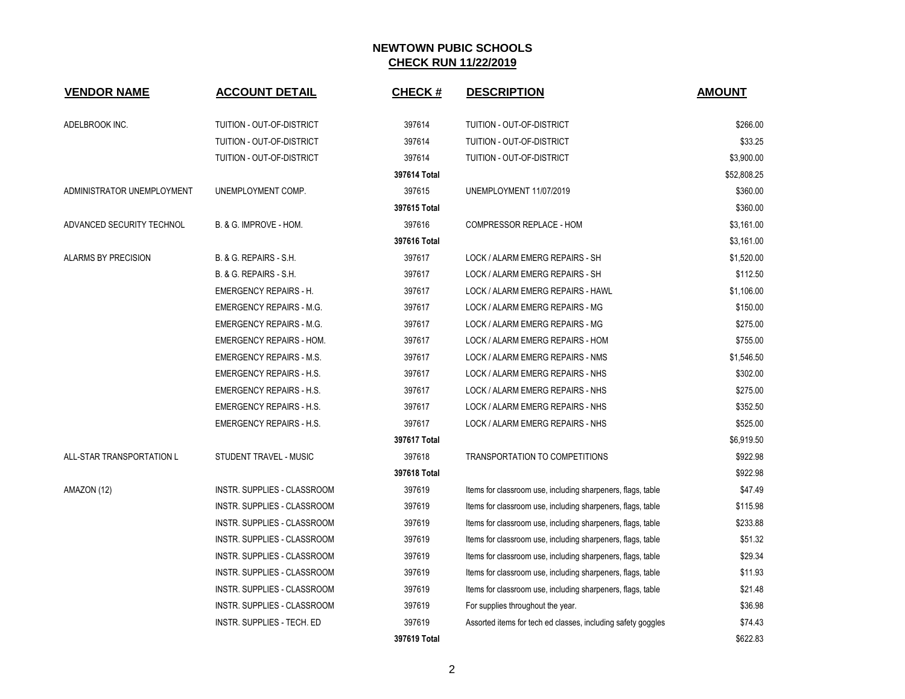# NEWTOWN PUBIC SCHOOLS

## CHECK RUN 11/22/2019

| VENDOR NAME | ACCOUNT DETAIL | CHECK # | DESCRIPTION | AMOUNT |
|---|---|---|---|---|
| ADELBROOK INC. | TUITION - OUT-OF-DISTRICT | 397614 | TUITION - OUT-OF-DISTRICT | $266.00 |
| | TUITION - OUT-OF-DISTRICT | 397614 | TUITION - OUT-OF-DISTRICT | $33.25 |
| | TUITION - OUT-OF-DISTRICT | 397614 | TUITION - OUT-OF-DISTRICT | $3,900.00 |
| | | 397614 Total | | $52,808.25 |
| ADMINISTRATOR UNEMPLOYMENT | UNEMPLOYMENT COMP. | 397615 | UNEMPLOYMENT 11/07/2019 | $360.00 |
| | | 397615 Total | | $360.00 |
| ADVANCED SECURITY TECHNOL | B. & G. IMPROVE - HOM. | 397616 | COMPRESSOR REPLACE - HOM | $3,161.00 |
| | | 397616 Total | | $3,161.00 |
| ALARMS BY PRECISION | B. & G. REPAIRS - S.H. | 397617 | LOCK / ALARM EMERG REPAIRS - SH | $1,520.00 |
| | B. & G. REPAIRS - S.H. | 397617 | LOCK / ALARM EMERG REPAIRS - SH | $112.50 |
| | EMERGENCY REPAIRS - H. | 397617 | LOCK / ALARM EMERG REPAIRS - HAWL | $1,106.00 |
| | EMERGENCY REPAIRS - M.G. | 397617 | LOCK / ALARM EMERG REPAIRS - MG | $150.00 |
| | EMERGENCY REPAIRS - M.G. | 397617 | LOCK / ALARM EMERG REPAIRS - MG | $275.00 |
| | EMERGENCY REPAIRS - HOM. | 397617 | LOCK / ALARM EMERG REPAIRS - HOM | $755.00 |
| | EMERGENCY REPAIRS - M.S. | 397617 | LOCK / ALARM EMERG REPAIRS - NMS | $1,546.50 |
| | EMERGENCY REPAIRS - H.S. | 397617 | LOCK / ALARM EMERG REPAIRS - NHS | $302.00 |
| | EMERGENCY REPAIRS - H.S. | 397617 | LOCK / ALARM EMERG REPAIRS - NHS | $275.00 |
| | EMERGENCY REPAIRS - H.S. | 397617 | LOCK / ALARM EMERG REPAIRS - NHS | $352.50 |
| | EMERGENCY REPAIRS - H.S. | 397617 | LOCK / ALARM EMERG REPAIRS - NHS | $525.00 |
| | | 397617 Total | | $6,919.50 |
| ALL-STAR TRANSPORTATION L | STUDENT TRAVEL - MUSIC | 397618 | TRANSPORTATION TO COMPETITIONS | $922.98 |
| | | 397618 Total | | $922.98 |
| AMAZON (12) | INSTR. SUPPLIES - CLASSROOM | 397619 | Items for classroom use, including sharpeners, flags, table | $47.49 |
| | INSTR. SUPPLIES - CLASSROOM | 397619 | Items for classroom use, including sharpeners, flags, table | $115.98 |
| | INSTR. SUPPLIES - CLASSROOM | 397619 | Items for classroom use, including sharpeners, flags, table | $233.88 |
| | INSTR. SUPPLIES - CLASSROOM | 397619 | Items for classroom use, including sharpeners, flags, table | $51.32 |
| | INSTR. SUPPLIES - CLASSROOM | 397619 | Items for classroom use, including sharpeners, flags, table | $29.34 |
| | INSTR. SUPPLIES - CLASSROOM | 397619 | Items for classroom use, including sharpeners, flags, table | $11.93 |
| | INSTR. SUPPLIES - CLASSROOM | 397619 | Items for classroom use, including sharpeners, flags, table | $21.48 |
| | INSTR. SUPPLIES - CLASSROOM | 397619 | For supplies throughout the year. | $36.98 |
| | INSTR. SUPPLIES - TECH. ED | 397619 | Assorted items for tech ed classes, including safety goggles | $74.43 |
| | | 397619 Total | | $622.83 |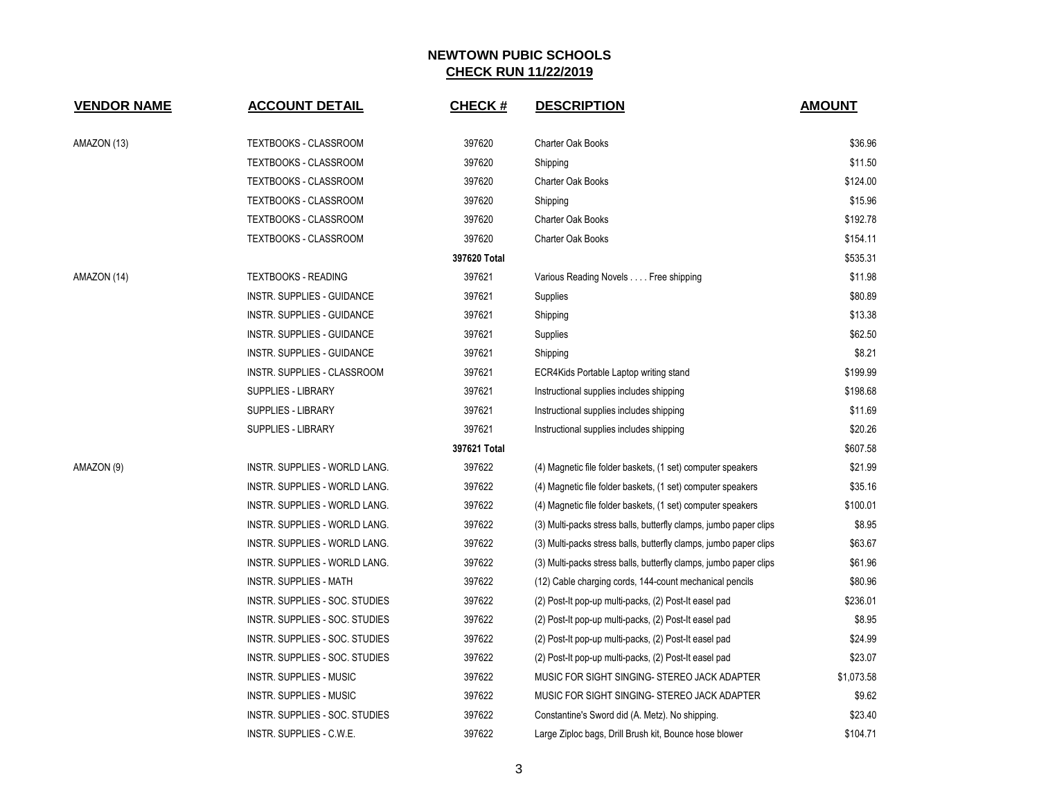## NEWTOWN PUBIC SCHOOLS
## CHECK RUN 11/22/2019

| VENDOR NAME | ACCOUNT DETAIL | CHECK # | DESCRIPTION | AMOUNT |
|---|---|---|---|---|
| AMAZON (13) | TEXTBOOKS - CLASSROOM | 397620 | Charter Oak Books | $36.96 |
| | TEXTBOOKS - CLASSROOM | 397620 | Shipping | $11.50 |
| | TEXTBOOKS - CLASSROOM | 397620 | Charter Oak Books | $124.00 |
| | TEXTBOOKS - CLASSROOM | 397620 | Shipping | $15.96 |
| | TEXTBOOKS - CLASSROOM | 397620 | Charter Oak Books | $192.78 |
| | TEXTBOOKS - CLASSROOM | 397620 | Charter Oak Books | $154.11 |
| | | **397620 Total** | | $535.31 |
| AMAZON (14) | TEXTBOOKS - READING | 397621 | Various Reading Novels . . . . Free shipping | $11.98 |
| | INSTR. SUPPLIES - GUIDANCE | 397621 | Supplies | $80.89 |
| | INSTR. SUPPLIES - GUIDANCE | 397621 | Shipping | $13.38 |
| | INSTR. SUPPLIES - GUIDANCE | 397621 | Supplies | $62.50 |
| | INSTR. SUPPLIES - GUIDANCE | 397621 | Shipping | $8.21 |
| | INSTR. SUPPLIES - CLASSROOM | 397621 | ECR4Kids Portable Laptop writing stand | $199.99 |
| | SUPPLIES - LIBRARY | 397621 | Instructional supplies includes shipping | $198.68 |
| | SUPPLIES - LIBRARY | 397621 | Instructional supplies includes shipping | $11.69 |
| | SUPPLIES - LIBRARY | 397621 | Instructional supplies includes shipping | $20.26 |
| | | **397621 Total** | | $607.58 |
| AMAZON (9) | INSTR. SUPPLIES - WORLD LANG. | 397622 | (4) Magnetic file folder baskets, (1 set) computer speakers | $21.99 |
| | INSTR. SUPPLIES - WORLD LANG. | 397622 | (4) Magnetic file folder baskets, (1 set) computer speakers | $35.16 |
| | INSTR. SUPPLIES - WORLD LANG. | 397622 | (4) Magnetic file folder baskets, (1 set) computer speakers | $100.01 |
| | INSTR. SUPPLIES - WORLD LANG. | 397622 | (3) Multi-packs stress balls, butterfly clamps, jumbo paper clips | $8.95 |
| | INSTR. SUPPLIES - WORLD LANG. | 397622 | (3) Multi-packs stress balls, butterfly clamps, jumbo paper clips | $63.67 |
| | INSTR. SUPPLIES - WORLD LANG. | 397622 | (3) Multi-packs stress balls, butterfly clamps, jumbo paper clips | $61.96 |
| | INSTR. SUPPLIES - MATH | 397622 | (12) Cable charging cords, 144-count mechanical pencils | $80.96 |
| | INSTR. SUPPLIES - SOC. STUDIES | 397622 | (2) Post-It pop-up multi-packs, (2) Post-It easel pad | $236.01 |
| | INSTR. SUPPLIES - SOC. STUDIES | 397622 | (2) Post-It pop-up multi-packs, (2) Post-It easel pad | $8.95 |
| | INSTR. SUPPLIES - SOC. STUDIES | 397622 | (2) Post-It pop-up multi-packs, (2) Post-It easel pad | $24.99 |
| | INSTR. SUPPLIES - SOC. STUDIES | 397622 | (2) Post-It pop-up multi-packs, (2) Post-It easel pad | $23.07 |
| | INSTR. SUPPLIES - MUSIC | 397622 | MUSIC FOR SIGHT SINGING- STEREO JACK ADAPTER | $1,073.58 |
| | INSTR. SUPPLIES - MUSIC | 397622 | MUSIC FOR SIGHT SINGING- STEREO JACK ADAPTER | $9.62 |
| | INSTR. SUPPLIES - SOC. STUDIES | 397622 | Constantine's Sword did (A. Metz). No shipping. | $23.40 |
| | INSTR. SUPPLIES - C.W.E. | 397622 | Large Ziploc bags, Drill Brush kit, Bounce hose blower | $104.71 |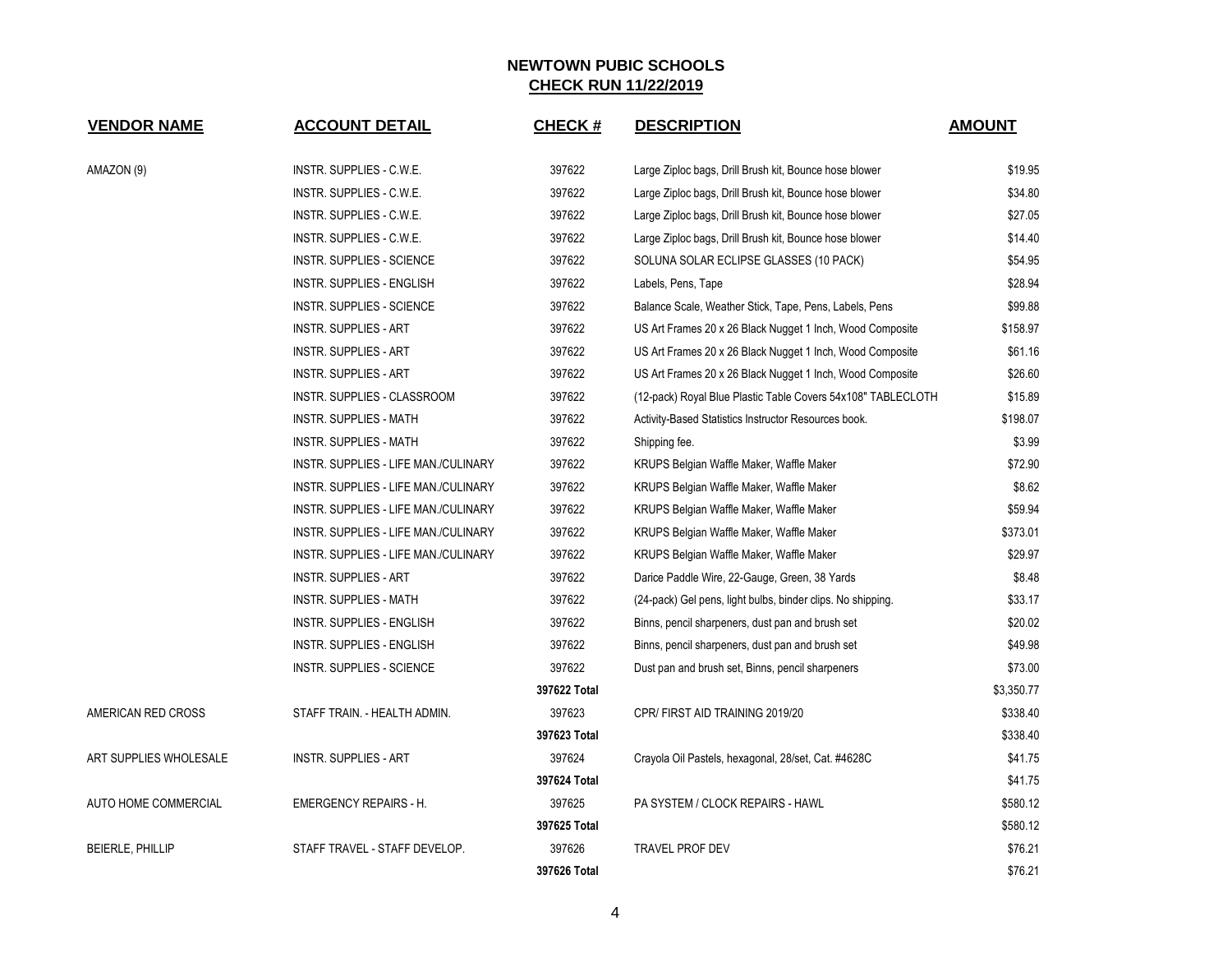# NEWTOWN PUBIC SCHOOLS
## CHECK RUN 11/22/2019

| VENDOR NAME | ACCOUNT DETAIL | CHECK # | DESCRIPTION | AMOUNT |
|---|---|---|---|---|
| AMAZON (9) | INSTR. SUPPLIES - C.W.E. | 397622 | Large Ziploc bags, Drill Brush kit, Bounce hose blower | $19.95 |
| | INSTR. SUPPLIES - C.W.E. | 397622 | Large Ziploc bags, Drill Brush kit, Bounce hose blower | $34.80 |
| | INSTR. SUPPLIES - C.W.E. | 397622 | Large Ziploc bags, Drill Brush kit, Bounce hose blower | $27.05 |
| | INSTR. SUPPLIES - C.W.E. | 397622 | Large Ziploc bags, Drill Brush kit, Bounce hose blower | $14.40 |
| | INSTR. SUPPLIES - SCIENCE | 397622 | SOLUNA SOLAR ECLIPSE GLASSES (10 PACK) | $54.95 |
| | INSTR. SUPPLIES - ENGLISH | 397622 | Labels, Pens, Tape | $28.94 |
| | INSTR. SUPPLIES - SCIENCE | 397622 | Balance Scale, Weather Stick, Tape, Pens, Labels, Pens | $99.88 |
| | INSTR. SUPPLIES - ART | 397622 | US Art Frames 20 x 26 Black Nugget 1 Inch, Wood Composite | $158.97 |
| | INSTR. SUPPLIES - ART | 397622 | US Art Frames 20 x 26 Black Nugget 1 Inch, Wood Composite | $61.16 |
| | INSTR. SUPPLIES - ART | 397622 | US Art Frames 20 x 26 Black Nugget 1 Inch, Wood Composite | $26.60 |
| | INSTR. SUPPLIES - CLASSROOM | 397622 | (12-pack) Royal Blue Plastic Table Covers 54x108" TABLECLOTH | $15.89 |
| | INSTR. SUPPLIES - MATH | 397622 | Activity-Based Statistics Instructor Resources book. | $198.07 |
| | INSTR. SUPPLIES - MATH | 397622 | Shipping fee. | $3.99 |
| | INSTR. SUPPLIES - LIFE MAN./CULINARY | 397622 | KRUPS Belgian Waffle Maker, Waffle Maker | $72.90 |
| | INSTR. SUPPLIES - LIFE MAN./CULINARY | 397622 | KRUPS Belgian Waffle Maker, Waffle Maker | $8.62 |
| | INSTR. SUPPLIES - LIFE MAN./CULINARY | 397622 | KRUPS Belgian Waffle Maker, Waffle Maker | $59.94 |
| | INSTR. SUPPLIES - LIFE MAN./CULINARY | 397622 | KRUPS Belgian Waffle Maker, Waffle Maker | $373.01 |
| | INSTR. SUPPLIES - LIFE MAN./CULINARY | 397622 | KRUPS Belgian Waffle Maker, Waffle Maker | $29.97 |
| | INSTR. SUPPLIES - ART | 397622 | Darice Paddle Wire, 22-Gauge, Green, 38 Yards | $8.48 |
| | INSTR. SUPPLIES - MATH | 397622 | (24-pack) Gel pens, light bulbs, binder clips. No shipping. | $33.17 |
| | INSTR. SUPPLIES - ENGLISH | 397622 | Binns, pencil sharpeners, dust pan and brush set | $20.02 |
| | INSTR. SUPPLIES - ENGLISH | 397622 | Binns, pencil sharpeners, dust pan and brush set | $49.98 |
| | INSTR. SUPPLIES - SCIENCE | 397622 | Dust pan and brush set, Binns, pencil sharpeners | $73.00 |
| | | **397622 Total** | | $3,350.77 |
| AMERICAN RED CROSS | STAFF TRAIN. - HEALTH ADMIN. | 397623 | CPR/ FIRST AID TRAINING 2019/20 | $338.40 |
| | | **397623 Total** | | $338.40 |
| ART SUPPLIES WHOLESALE | INSTR. SUPPLIES - ART | 397624 | Crayola Oil Pastels, hexagonal, 28/set, Cat. #4628C | $41.75 |
| | | **397624 Total** | | $41.75 |
| AUTO HOME COMMERCIAL | EMERGENCY REPAIRS - H. | 397625 | PA SYSTEM / CLOCK REPAIRS - HAWL | $580.12 |
| | | **397625 Total** | | $580.12 |
| BEIERLE, PHILLIP | STAFF TRAVEL - STAFF DEVELOP. | 397626 | TRAVEL PROF DEV | $76.21 |
| | | **397626 Total** | | $76.21 |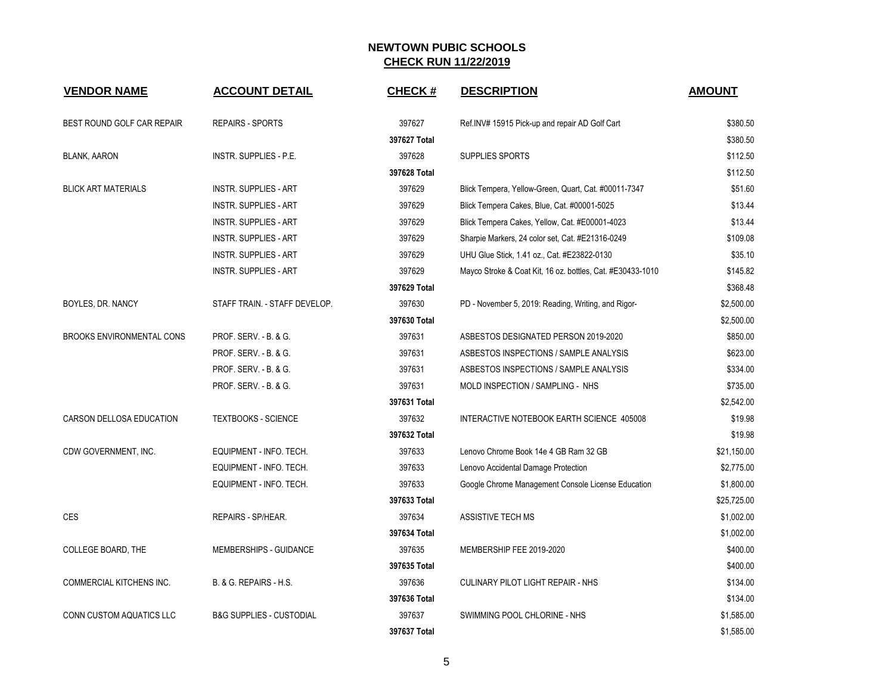## NEWTOWN PUBIC SCHOOLS
## CHECK RUN 11/22/2019

| VENDOR NAME | ACCOUNT DETAIL | CHECK # | DESCRIPTION | AMOUNT |
|---|---|---|---|---|
| BEST ROUND GOLF CAR REPAIR | REPAIRS - SPORTS | 397627 | Ref.INV# 15915 Pick-up and repair AD Golf Cart | $380.50 |
| | | 397627 Total | | $380.50 |
| BLANK, AARON | INSTR. SUPPLIES - P.E. | 397628 | SUPPLIES SPORTS | $112.50 |
| | | 397628 Total | | $112.50 |
| BLICK ART MATERIALS | INSTR. SUPPLIES - ART | 397629 | Blick Tempera, Yellow-Green, Quart, Cat. #00011-7347 | $51.60 |
| | INSTR. SUPPLIES - ART | 397629 | Blick Tempera Cakes, Blue, Cat. #00001-5025 | $13.44 |
| | INSTR. SUPPLIES - ART | 397629 | Blick Tempera Cakes, Yellow, Cat. #E00001-4023 | $13.44 |
| | INSTR. SUPPLIES - ART | 397629 | Sharpie Markers, 24 color set, Cat. #E21316-0249 | $109.08 |
| | INSTR. SUPPLIES - ART | 397629 | UHU Glue Stick, 1.41 oz., Cat. #E23822-0130 | $35.10 |
| | INSTR. SUPPLIES - ART | 397629 | Mayco Stroke & Coat Kit, 16 oz. bottles, Cat. #E30433-1010 | $145.82 |
| | | 397629 Total | | $368.48 |
| BOYLES, DR. NANCY | STAFF TRAIN. - STAFF DEVELOP. | 397630 | PD - November 5, 2019: Reading, Writing, and Rigor- | $2,500.00 |
| | | 397630 Total | | $2,500.00 |
| BROOKS ENVIRONMENTAL CONS | PROF. SERV. - B. & G. | 397631 | ASBESTOS DESIGNATED PERSON 2019-2020 | $850.00 |
| | PROF. SERV. - B. & G. | 397631 | ASBESTOS INSPECTIONS / SAMPLE ANALYSIS | $623.00 |
| | PROF. SERV. - B. & G. | 397631 | ASBESTOS INSPECTIONS / SAMPLE ANALYSIS | $334.00 |
| | PROF. SERV. - B. & G. | 397631 | MOLD INSPECTION / SAMPLING - NHS | $735.00 |
| | | 397631 Total | | $2,542.00 |
| CARSON DELLOSA EDUCATION | TEXTBOOKS - SCIENCE | 397632 | INTERACTIVE NOTEBOOK EARTH SCIENCE 405008 | $19.98 |
| | | 397632 Total | | $19.98 |
| CDW GOVERNMENT, INC. | EQUIPMENT - INFO. TECH. | 397633 | Lenovo Chrome Book 14e 4 GB Ram 32 GB | $21,150.00 |
| | EQUIPMENT - INFO. TECH. | 397633 | Lenovo Accidental Damage Protection | $2,775.00 |
| | EQUIPMENT - INFO. TECH. | 397633 | Google Chrome Management Console License Education | $1,800.00 |
| | | 397633 Total | | $25,725.00 |
| CES | REPAIRS - SP/HEAR. | 397634 | ASSISTIVE TECH MS | $1,002.00 |
| | | 397634 Total | | $1,002.00 |
| COLLEGE BOARD, THE | MEMBERSHIPS - GUIDANCE | 397635 | MEMBERSHIP FEE 2019-2020 | $400.00 |
| | | 397635 Total | | $400.00 |
| COMMERCIAL KITCHENS INC. | B. & G. REPAIRS - H.S. | 397636 | CULINARY PILOT LIGHT REPAIR - NHS | $134.00 |
| | | 397636 Total | | $134.00 |
| CONN CUSTOM AQUATICS LLC | B&G SUPPLIES - CUSTODIAL | 397637 | SWIMMING POOL CHLORINE - NHS | $1,585.00 |
| | | 397637 Total | | $1,585.00 |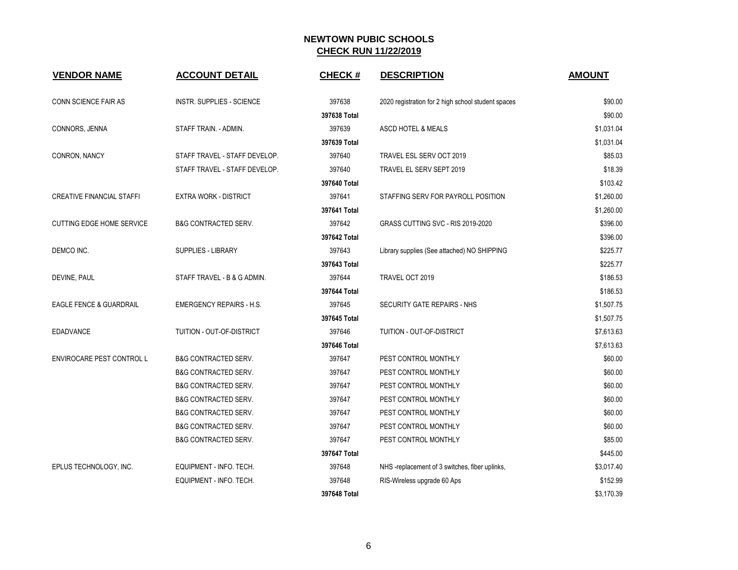# NEWTOWN PUBIC SCHOOLS

## CHECK RUN 11/22/2019

| VENDOR NAME | ACCOUNT DETAIL | CHECK # | DESCRIPTION | AMOUNT |
|---|---|---|---|---|
| CONN SCIENCE FAIR AS | INSTR. SUPPLIES - SCIENCE | 397638 | 2020 registration for 2 high school student spaces | $90.00 |
| | | **397638 Total** | | $90.00 |
| CONNORS, JENNA | STAFF TRAIN. - ADMIN. | 397639 | ASCD HOTEL & MEALS | $1,031.04 |
| | | **397639 Total** | | $1,031.04 |
| CONRON, NANCY | STAFF TRAVEL - STAFF DEVELOP. | 397640 | TRAVEL ESL SERV OCT 2019 | $85.03 |
| | STAFF TRAVEL - STAFF DEVELOP. | 397640 | TRAVEL EL SERV SEPT 2019 | $18.39 |
| | | **397640 Total** | | $103.42 |
| CREATIVE FINANCIAL STAFFI | EXTRA WORK - DISTRICT | 397641 | STAFFING SERV FOR PAYROLL POSITION | $1,260.00 |
| | | **397641 Total** | | $1,260.00 |
| CUTTING EDGE HOME SERVICE | B&G CONTRACTED SERV. | 397642 | GRASS CUTTING SVC - RIS 2019-2020 | $396.00 |
| | | **397642 Total** | | $396.00 |
| DEMCO INC. | SUPPLIES - LIBRARY | 397643 | Library supplies (See attached) NO SHIPPING | $225.77 |
| | | **397643 Total** | | $225.77 |
| DEVINE, PAUL | STAFF TRAVEL - B & G ADMIN. | 397644 | TRAVEL OCT 2019 | $186.53 |
| | | **397644 Total** | | $186.53 |
| EAGLE FENCE & GUARDRAIL | EMERGENCY REPAIRS - H.S. | 397645 | SECURITY GATE REPAIRS - NHS | $1,507.75 |
| | | **397645 Total** | | $1,507.75 |
| EDADVANCE | TUITION - OUT-OF-DISTRICT | 397646 | TUITION - OUT-OF-DISTRICT | $7,613.63 |
| | | **397646 Total** | | $7,613.63 |
| ENVIROCARE PEST CONTROL L | B&G CONTRACTED SERV. | 397647 | PEST CONTROL MONTHLY | $60.00 |
| | B&G CONTRACTED SERV. | 397647 | PEST CONTROL MONTHLY | $60.00 |
| | B&G CONTRACTED SERV. | 397647 | PEST CONTROL MONTHLY | $60.00 |
| | B&G CONTRACTED SERV. | 397647 | PEST CONTROL MONTHLY | $60.00 |
| | B&G CONTRACTED SERV. | 397647 | PEST CONTROL MONTHLY | $60.00 |
| | B&G CONTRACTED SERV. | 397647 | PEST CONTROL MONTHLY | $60.00 |
| | B&G CONTRACTED SERV. | 397647 | PEST CONTROL MONTHLY | $85.00 |
| | | **397647 Total** | | $445.00 |
| EPLUS TECHNOLOGY, INC. | EQUIPMENT - INFO. TECH. | 397648 | NHS -replacement of 3 switches, fiber uplinks, | $3,017.40 |
| | EQUIPMENT - INFO. TECH. | 397648 | RIS-Wireless upgrade 60 Aps | $152.99 |
| | | **397648 Total** | | $3,170.39 |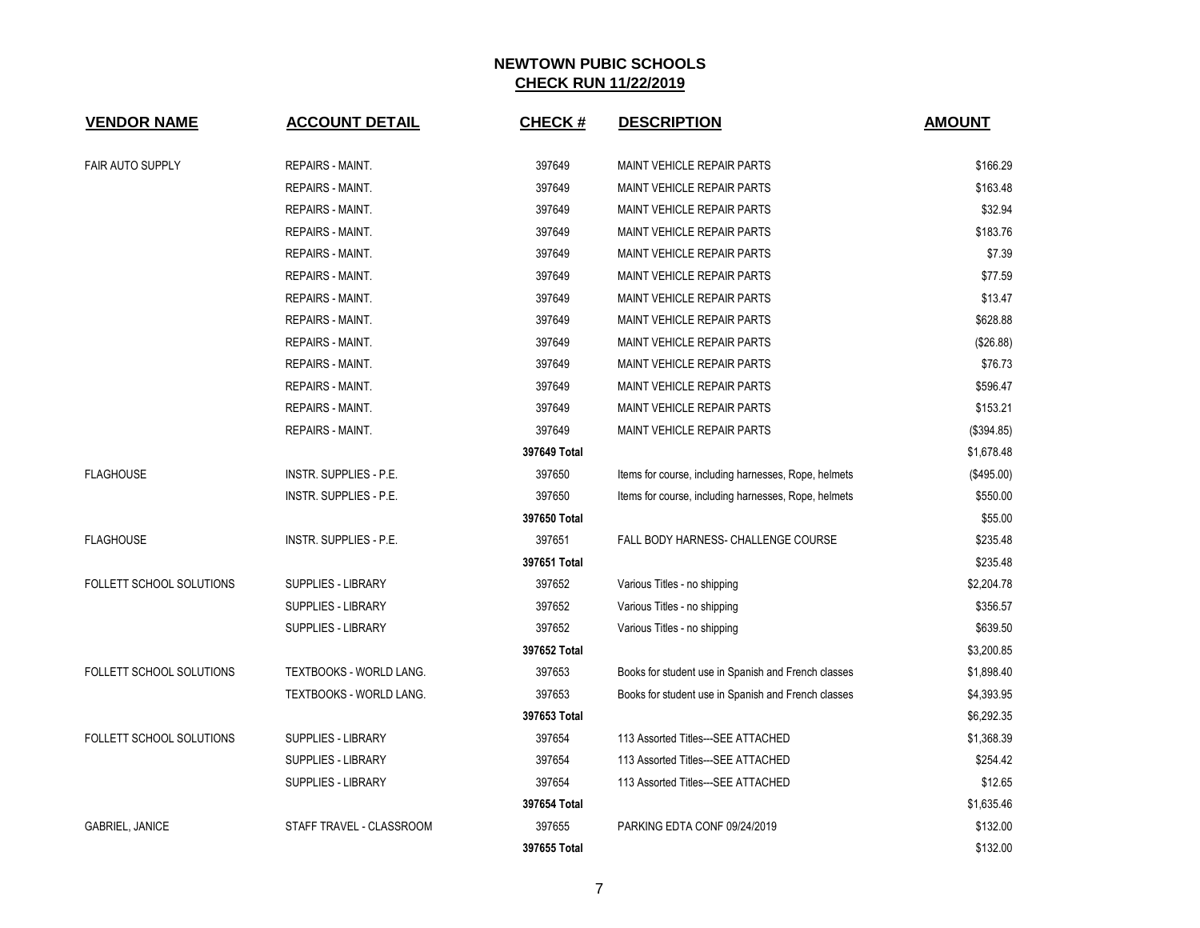## NEWTOWN PUBIC SCHOOLS
## CHECK RUN 11/22/2019

| VENDOR NAME | ACCOUNT DETAIL | CHECK # | DESCRIPTION | AMOUNT |
|---|---|---|---|---|
| FAIR AUTO SUPPLY | REPAIRS - MAINT. | 397649 | MAINT VEHICLE REPAIR PARTS | $166.29 |
| | REPAIRS - MAINT. | 397649 | MAINT VEHICLE REPAIR PARTS | $163.48 |
| | REPAIRS - MAINT. | 397649 | MAINT VEHICLE REPAIR PARTS | $32.94 |
| | REPAIRS - MAINT. | 397649 | MAINT VEHICLE REPAIR PARTS | $183.76 |
| | REPAIRS - MAINT. | 397649 | MAINT VEHICLE REPAIR PARTS | $7.39 |
| | REPAIRS - MAINT. | 397649 | MAINT VEHICLE REPAIR PARTS | $77.59 |
| | REPAIRS - MAINT. | 397649 | MAINT VEHICLE REPAIR PARTS | $13.47 |
| | REPAIRS - MAINT. | 397649 | MAINT VEHICLE REPAIR PARTS | $628.88 |
| | REPAIRS - MAINT. | 397649 | MAINT VEHICLE REPAIR PARTS | ($26.88) |
| | REPAIRS - MAINT. | 397649 | MAINT VEHICLE REPAIR PARTS | $76.73 |
| | REPAIRS - MAINT. | 397649 | MAINT VEHICLE REPAIR PARTS | $596.47 |
| | REPAIRS - MAINT. | 397649 | MAINT VEHICLE REPAIR PARTS | $153.21 |
| | REPAIRS - MAINT. | 397649 | MAINT VEHICLE REPAIR PARTS | ($394.85) |
| | | **397649 Total** | | $1,678.48 |
| FLAGHOUSE | INSTR. SUPPLIES - P.E. | 397650 | Items for course, including harnesses, Rope, helmets | ($495.00) |
| | INSTR. SUPPLIES - P.E. | 397650 | Items for course, including harnesses, Rope, helmets | $550.00 |
| | | **397650 Total** | | $55.00 |
| FLAGHOUSE | INSTR. SUPPLIES - P.E. | 397651 | FALL BODY HARNESS- CHALLENGE COURSE | $235.48 |
| | | **397651 Total** | | $235.48 |
| FOLLETT SCHOOL SOLUTIONS | SUPPLIES - LIBRARY | 397652 | Various Titles - no shipping | $2,204.78 |
| | SUPPLIES - LIBRARY | 397652 | Various Titles - no shipping | $356.57 |
| | SUPPLIES - LIBRARY | 397652 | Various Titles - no shipping | $639.50 |
| | | **397652 Total** | | $3,200.85 |
| FOLLETT SCHOOL SOLUTIONS | TEXTBOOKS - WORLD LANG. | 397653 | Books for student use in Spanish and French classes | $1,898.40 |
| | TEXTBOOKS - WORLD LANG. | 397653 | Books for student use in Spanish and French classes | $4,393.95 |
| | | **397653 Total** | | $6,292.35 |
| FOLLETT SCHOOL SOLUTIONS | SUPPLIES - LIBRARY | 397654 | 113 Assorted Titles---SEE ATTACHED | $1,368.39 |
| | SUPPLIES - LIBRARY | 397654 | 113 Assorted Titles---SEE ATTACHED | $254.42 |
| | SUPPLIES - LIBRARY | 397654 | 113 Assorted Titles---SEE ATTACHED | $12.65 |
| | | **397654 Total** | | $1,635.46 |
| GABRIEL, JANICE | STAFF TRAVEL - CLASSROOM | 397655 | PARKING EDTA CONF 09/24/2019 | $132.00 |
| | | **397655 Total** | | $132.00 |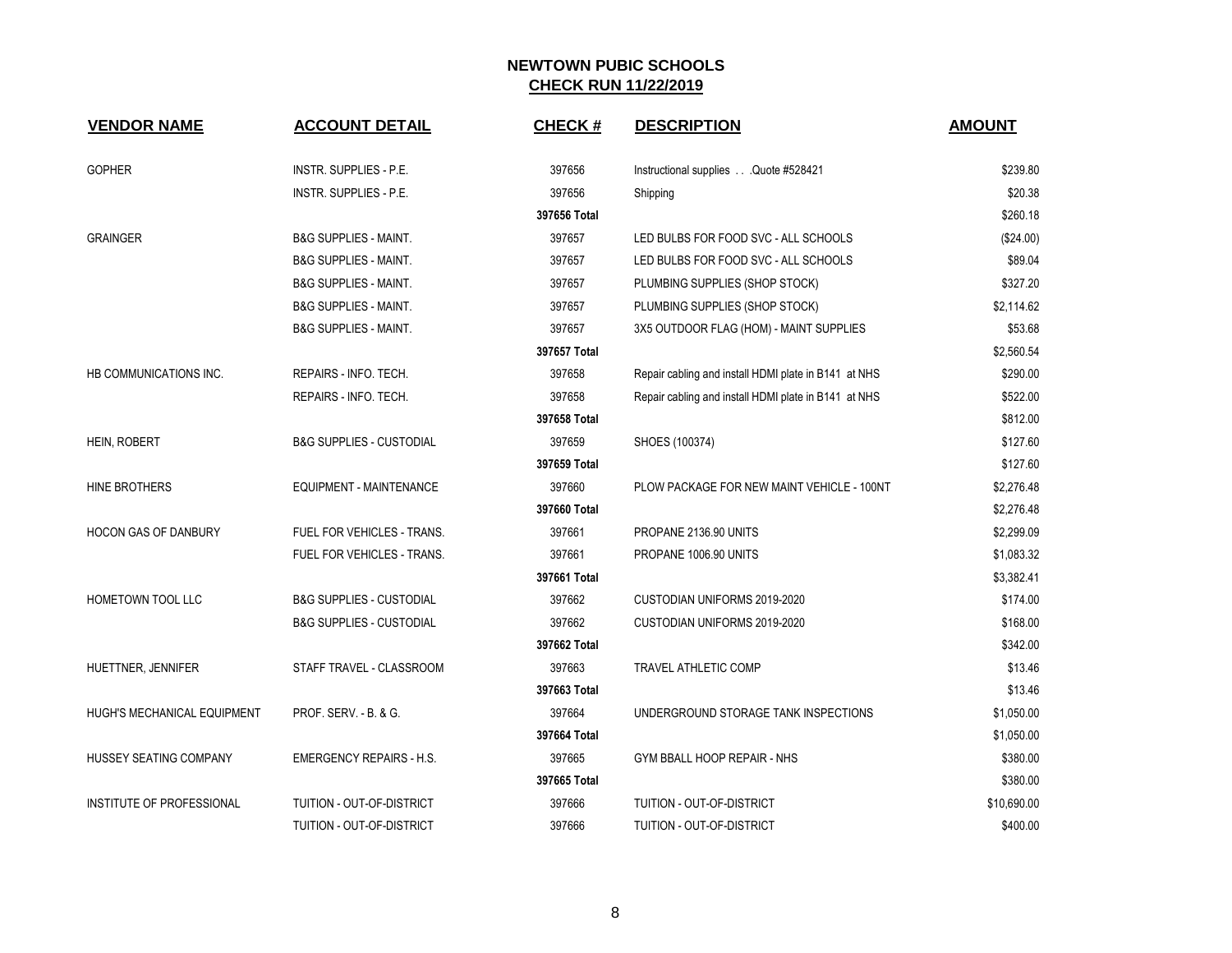## NEWTOWN PUBIC SCHOOLS
## CHECK RUN 11/22/2019

| VENDOR NAME | ACCOUNT DETAIL | CHECK # | DESCRIPTION | AMOUNT |
|---|---|---|---|---|
| GOPHER | INSTR. SUPPLIES - P.E. | 397656 | Instructional supplies . . .Quote #528421 | $239.80 |
| | INSTR. SUPPLIES - P.E. | 397656 | Shipping | $20.38 |
| | | **397656 Total** | | $260.18 |
| GRAINGER | B&G SUPPLIES - MAINT. | 397657 | LED BULBS FOR FOOD SVC - ALL SCHOOLS | ($24.00) |
| | B&G SUPPLIES - MAINT. | 397657 | LED BULBS FOR FOOD SVC - ALL SCHOOLS | $89.04 |
| | B&G SUPPLIES - MAINT. | 397657 | PLUMBING SUPPLIES (SHOP STOCK) | $327.20 |
| | B&G SUPPLIES - MAINT. | 397657 | PLUMBING SUPPLIES (SHOP STOCK) | $2,114.62 |
| | B&G SUPPLIES - MAINT. | 397657 | 3X5 OUTDOOR FLAG (HOM) - MAINT SUPPLIES | $53.68 |
| | | **397657 Total** | | $2,560.54 |
| HB COMMUNICATIONS INC. | REPAIRS - INFO. TECH. | 397658 | Repair cabling and install HDMI plate in B141 at NHS | $290.00 |
| | REPAIRS - INFO. TECH. | 397658 | Repair cabling and install HDMI plate in B141 at NHS | $522.00 |
| | | **397658 Total** | | $812.00 |
| HEIN, ROBERT | B&G SUPPLIES - CUSTODIAL | 397659 | SHOES (100374) | $127.60 |
| | | **397659 Total** | | $127.60 |
| HINE BROTHERS | EQUIPMENT - MAINTENANCE | 397660 | PLOW PACKAGE FOR NEW MAINT VEHICLE - 100NT | $2,276.48 |
| | | **397660 Total** | | $2,276.48 |
| HOCON GAS OF DANBURY | FUEL FOR VEHICLES - TRANS. | 397661 | PROPANE 2136.90 UNITS | $2,299.09 |
| | FUEL FOR VEHICLES - TRANS. | 397661 | PROPANE 1006.90 UNITS | $1,083.32 |
| | | **397661 Total** | | $3,382.41 |
| HOMETOWN TOOL LLC | B&G SUPPLIES - CUSTODIAL | 397662 | CUSTODIAN UNIFORMS 2019-2020 | $174.00 |
| | B&G SUPPLIES - CUSTODIAL | 397662 | CUSTODIAN UNIFORMS 2019-2020 | $168.00 |
| | | **397662 Total** | | $342.00 |
| HUETTNER, JENNIFER | STAFF TRAVEL - CLASSROOM | 397663 | TRAVEL ATHLETIC COMP | $13.46 |
| | | **397663 Total** | | $13.46 |
| HUGH'S MECHANICAL EQUIPMENT | PROF. SERV. - B. & G. | 397664 | UNDERGROUND STORAGE TANK INSPECTIONS | $1,050.00 |
| | | **397664 Total** | | $1,050.00 |
| HUSSEY SEATING COMPANY | EMERGENCY REPAIRS - H.S. | 397665 | GYM BBALL HOOP REPAIR - NHS | $380.00 |
| | | **397665 Total** | | $380.00 |
| INSTITUTE OF PROFESSIONAL | TUITION - OUT-OF-DISTRICT | 397666 | TUITION - OUT-OF-DISTRICT | $10,690.00 |
| | TUITION - OUT-OF-DISTRICT | 397666 | TUITION - OUT-OF-DISTRICT | $400.00 |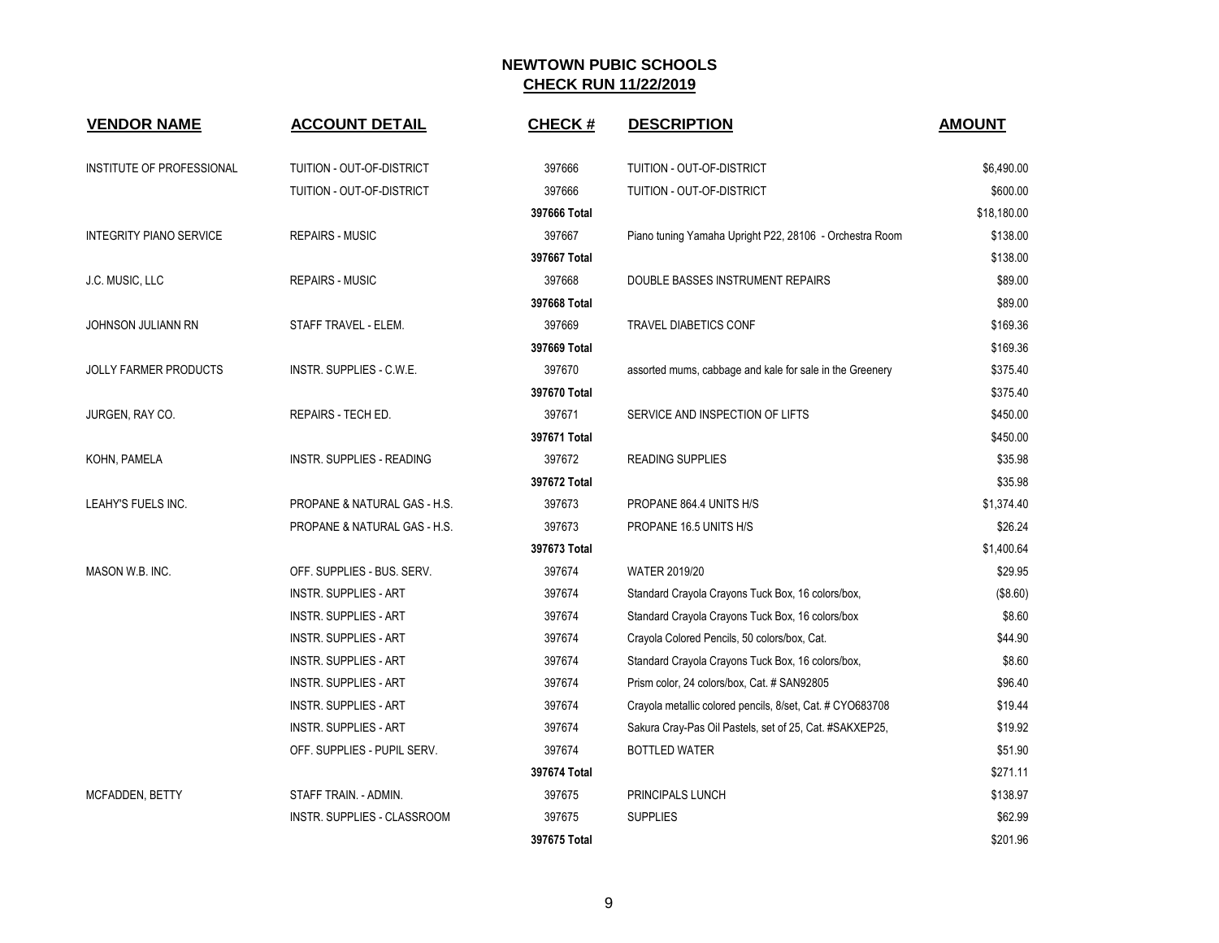## NEWTOWN PUBIC SCHOOLS
## CHECK RUN 11/22/2019

| VENDOR NAME | ACCOUNT DETAIL | CHECK # | DESCRIPTION | AMOUNT |
|---|---|---|---|---|
| INSTITUTE OF PROFESSIONAL | TUITION - OUT-OF-DISTRICT | 397666 | TUITION - OUT-OF-DISTRICT | $6,490.00 |
| | TUITION - OUT-OF-DISTRICT | 397666 | TUITION - OUT-OF-DISTRICT | $600.00 |
| | | **397666 Total** | | $18,180.00 |
| INTEGRITY PIANO SERVICE | REPAIRS - MUSIC | 397667 | Piano tuning Yamaha Upright P22, 28106 - Orchestra Room | $138.00 |
| | | **397667 Total** | | $138.00 |
| J.C. MUSIC, LLC | REPAIRS - MUSIC | 397668 | DOUBLE BASSES INSTRUMENT REPAIRS | $89.00 |
| | | **397668 Total** | | $89.00 |
| JOHNSON JULIANN RN | STAFF TRAVEL - ELEM. | 397669 | TRAVEL DIABETICS CONF | $169.36 |
| | | **397669 Total** | | $169.36 |
| JOLLY FARMER PRODUCTS | INSTR. SUPPLIES - C.W.E. | 397670 | assorted mums, cabbage and kale for sale in the Greenery | $375.40 |
| | | **397670 Total** | | $375.40 |
| JURGEN, RAY CO. | REPAIRS - TECH ED. | 397671 | SERVICE AND INSPECTION OF LIFTS | $450.00 |
| | | **397671 Total** | | $450.00 |
| KOHN, PAMELA | INSTR. SUPPLIES - READING | 397672 | READING SUPPLIES | $35.98 |
| | | **397672 Total** | | $35.98 |
| LEAHY'S FUELS INC. | PROPANE & NATURAL GAS - H.S. | 397673 | PROPANE 864.4 UNITS H/S | $1,374.40 |
| | PROPANE & NATURAL GAS - H.S. | 397673 | PROPANE 16.5 UNITS H/S | $26.24 |
| | | **397673 Total** | | $1,400.64 |
| MASON W.B. INC. | OFF. SUPPLIES - BUS. SERV. | 397674 | WATER 2019/20 | $29.95 |
| | INSTR. SUPPLIES - ART | 397674 | Standard Crayola Crayons Tuck Box, 16 colors/box, | ($8.60) |
| | INSTR. SUPPLIES - ART | 397674 | Standard Crayola Crayons Tuck Box, 16 colors/box | $8.60 |
| | INSTR. SUPPLIES - ART | 397674 | Crayola Colored Pencils, 50 colors/box, Cat. | $44.90 |
| | INSTR. SUPPLIES - ART | 397674 | Standard Crayola Crayons Tuck Box, 16 colors/box, | $8.60 |
| | INSTR. SUPPLIES - ART | 397674 | Prism color, 24 colors/box, Cat. # SAN92805 | $96.40 |
| | INSTR. SUPPLIES - ART | 397674 | Crayola metallic colored pencils, 8/set, Cat. # CYO683708 | $19.44 |
| | INSTR. SUPPLIES - ART | 397674 | Sakura Cray-Pas Oil Pastels, set of 25, Cat. #SAKXEP25, | $19.92 |
| | OFF. SUPPLIES - PUPIL SERV. | 397674 | BOTTLED WATER | $51.90 |
| | | **397674 Total** | | $271.11 |
| MCFADDEN, BETTY | STAFF TRAIN. - ADMIN. | 397675 | PRINCIPALS LUNCH | $138.97 |
| | INSTR. SUPPLIES - CLASSROOM | 397675 | SUPPLIES | $62.99 |
| | | **397675 Total** | | $201.96 |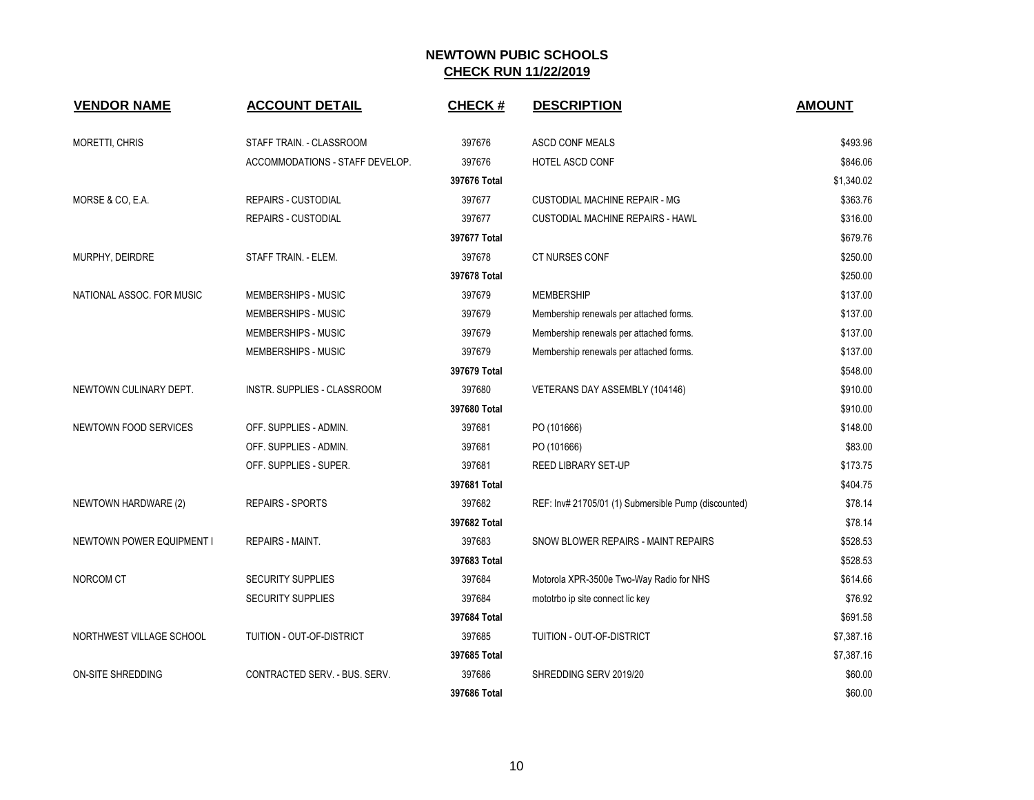# NEWTOWN PUBIC SCHOOLS

## CHECK RUN 11/22/2019

| VENDOR NAME | ACCOUNT DETAIL | CHECK # | DESCRIPTION | AMOUNT |
|---|---|---|---|---|
| MORETTI, CHRIS | STAFF TRAIN. - CLASSROOM | 397676 | ASCD CONF MEALS | $493.96 |
| | ACCOMMODATIONS - STAFF DEVELOP. | 397676 | HOTEL ASCD CONF | $846.06 |
| | | 397676 Total | | $1,340.02 |
| MORSE & CO, E.A. | REPAIRS - CUSTODIAL | 397677 | CUSTODIAL MACHINE REPAIR - MG | $363.76 |
| | REPAIRS - CUSTODIAL | 397677 | CUSTODIAL MACHINE REPAIRS - HAWL | $316.00 |
| | | 397677 Total | | $679.76 |
| MURPHY, DEIRDRE | STAFF TRAIN. - ELEM. | 397678 | CT NURSES CONF | $250.00 |
| | | 397678 Total | | $250.00 |
| NATIONAL ASSOC. FOR MUSIC | MEMBERSHIPS - MUSIC | 397679 | MEMBERSHIP | $137.00 |
| | MEMBERSHIPS - MUSIC | 397679 | Membership renewals per attached forms. | $137.00 |
| | MEMBERSHIPS - MUSIC | 397679 | Membership renewals per attached forms. | $137.00 |
| | MEMBERSHIPS - MUSIC | 397679 | Membership renewals per attached forms. | $137.00 |
| | | 397679 Total | | $548.00 |
| NEWTOWN CULINARY DEPT. | INSTR. SUPPLIES - CLASSROOM | 397680 | VETERANS DAY ASSEMBLY (104146) | $910.00 |
| | | 397680 Total | | $910.00 |
| NEWTOWN FOOD SERVICES | OFF. SUPPLIES - ADMIN. | 397681 | PO (101666) | $148.00 |
| | OFF. SUPPLIES - ADMIN. | 397681 | PO (101666) | $83.00 |
| | OFF. SUPPLIES - SUPER. | 397681 | REED LIBRARY SET-UP | $173.75 |
| | | 397681 Total | | $404.75 |
| NEWTOWN HARDWARE (2) | REPAIRS - SPORTS | 397682 | REF: Inv# 21705/01 (1) Submersible Pump (discounted) | $78.14 |
| | | 397682 Total | | $78.14 |
| NEWTOWN POWER EQUIPMENT I | REPAIRS - MAINT. | 397683 | SNOW BLOWER REPAIRS - MAINT REPAIRS | $528.53 |
| | | 397683 Total | | $528.53 |
| NORCOM CT | SECURITY SUPPLIES | 397684 | Motorola XPR-3500e Two-Way Radio for NHS | $614.66 |
| | SECURITY SUPPLIES | 397684 | mototrbo ip site connect lic key | $76.92 |
| | | 397684 Total | | $691.58 |
| NORTHWEST VILLAGE SCHOOL | TUITION - OUT-OF-DISTRICT | 397685 | TUITION - OUT-OF-DISTRICT | $7,387.16 |
| | | 397685 Total | | $7,387.16 |
| ON-SITE SHREDDING | CONTRACTED SERV. - BUS. SERV. | 397686 | SHREDDING SERV 2019/20 | $60.00 |
| | | 397686 Total | | $60.00 |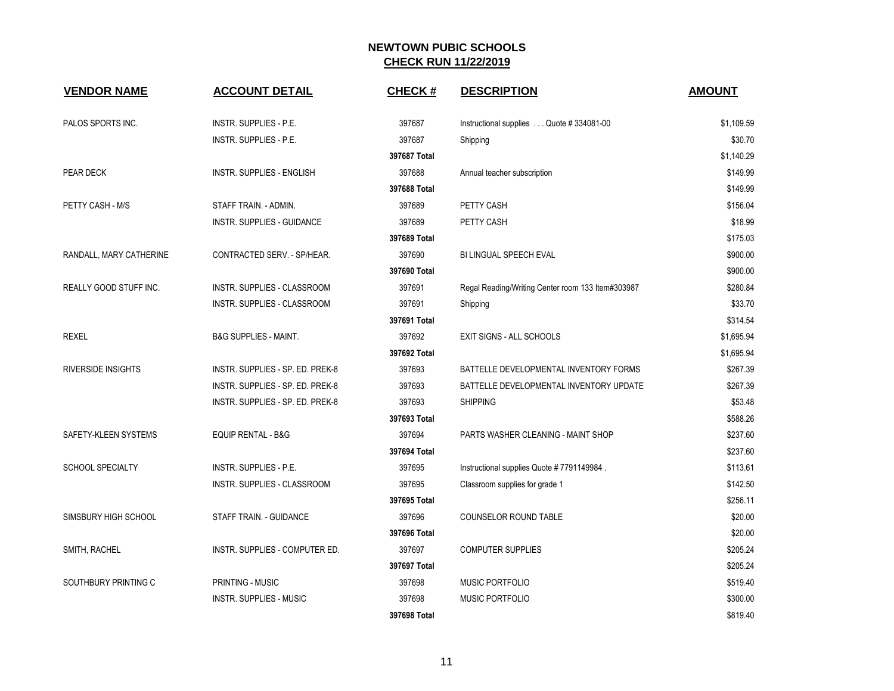# NEWTOWN PUBIC SCHOOLS
## CHECK RUN 11/22/2019

| VENDOR NAME | ACCOUNT DETAIL | CHECK # | DESCRIPTION | AMOUNT |
|---|---|---|---|---|
| PALOS SPORTS INC. | INSTR. SUPPLIES - P.E. | 397687 | Instructional supplies . . . Quote # 334081-00 | $1,109.59 |
| | INSTR. SUPPLIES - P.E. | 397687 | Shipping | $30.70 |
| | | **397687 Total** | | $1,140.29 |
| PEAR DECK | INSTR. SUPPLIES - ENGLISH | 397688 | Annual teacher subscription | $149.99 |
| | | **397688 Total** | | $149.99 |
| PETTY CASH - M/S | STAFF TRAIN. - ADMIN. | 397689 | PETTY CASH | $156.04 |
| | INSTR. SUPPLIES - GUIDANCE | 397689 | PETTY CASH | $18.99 |
| | | **397689 Total** | | $175.03 |
| RANDALL, MARY CATHERINE | CONTRACTED SERV. - SP/HEAR. | 397690 | BI LINGUAL SPEECH EVAL | $900.00 |
| | | **397690 Total** | | $900.00 |
| REALLY GOOD STUFF INC. | INSTR. SUPPLIES - CLASSROOM | 397691 | Regal Reading/Writing Center room 133 Item#303987 | $280.84 |
| | INSTR. SUPPLIES - CLASSROOM | 397691 | Shipping | $33.70 |
| | | **397691 Total** | | $314.54 |
| REXEL | B&G SUPPLIES - MAINT. | 397692 | EXIT SIGNS - ALL SCHOOLS | $1,695.94 |
| | | **397692 Total** | | $1,695.94 |
| RIVERSIDE INSIGHTS | INSTR. SUPPLIES - SP. ED. PREK-8 | 397693 | BATTELLE DEVELOPMENTAL INVENTORY FORMS | $267.39 |
| | INSTR. SUPPLIES - SP. ED. PREK-8 | 397693 | BATTELLE DEVELOPMENTAL INVENTORY UPDATE | $267.39 |
| | INSTR. SUPPLIES - SP. ED. PREK-8 | 397693 | SHIPPING | $53.48 |
| | | **397693 Total** | | $588.26 |
| SAFETY-KLEEN SYSTEMS | EQUIP RENTAL - B&G | 397694 | PARTS WASHER CLEANING - MAINT SHOP | $237.60 |
| | | **397694 Total** | | $237.60 |
| SCHOOL SPECIALTY | INSTR. SUPPLIES - P.E. | 397695 | Instructional supplies Quote # 7791149984 . | $113.61 |
| | INSTR. SUPPLIES - CLASSROOM | 397695 | Classroom supplies for grade 1 | $142.50 |
| | | **397695 Total** | | $256.11 |
| SIMSBURY HIGH SCHOOL | STAFF TRAIN. - GUIDANCE | 397696 | COUNSELOR ROUND TABLE | $20.00 |
| | | **397696 Total** | | $20.00 |
| SMITH, RACHEL | INSTR. SUPPLIES - COMPUTER ED. | 397697 | COMPUTER SUPPLIES | $205.24 |
| | | **397697 Total** | | $205.24 |
| SOUTHBURY PRINTING C | PRINTING - MUSIC | 397698 | MUSIC PORTFOLIO | $519.40 |
| | INSTR. SUPPLIES - MUSIC | 397698 | MUSIC PORTFOLIO | $300.00 |
| | | **397698 Total** | | $819.40 |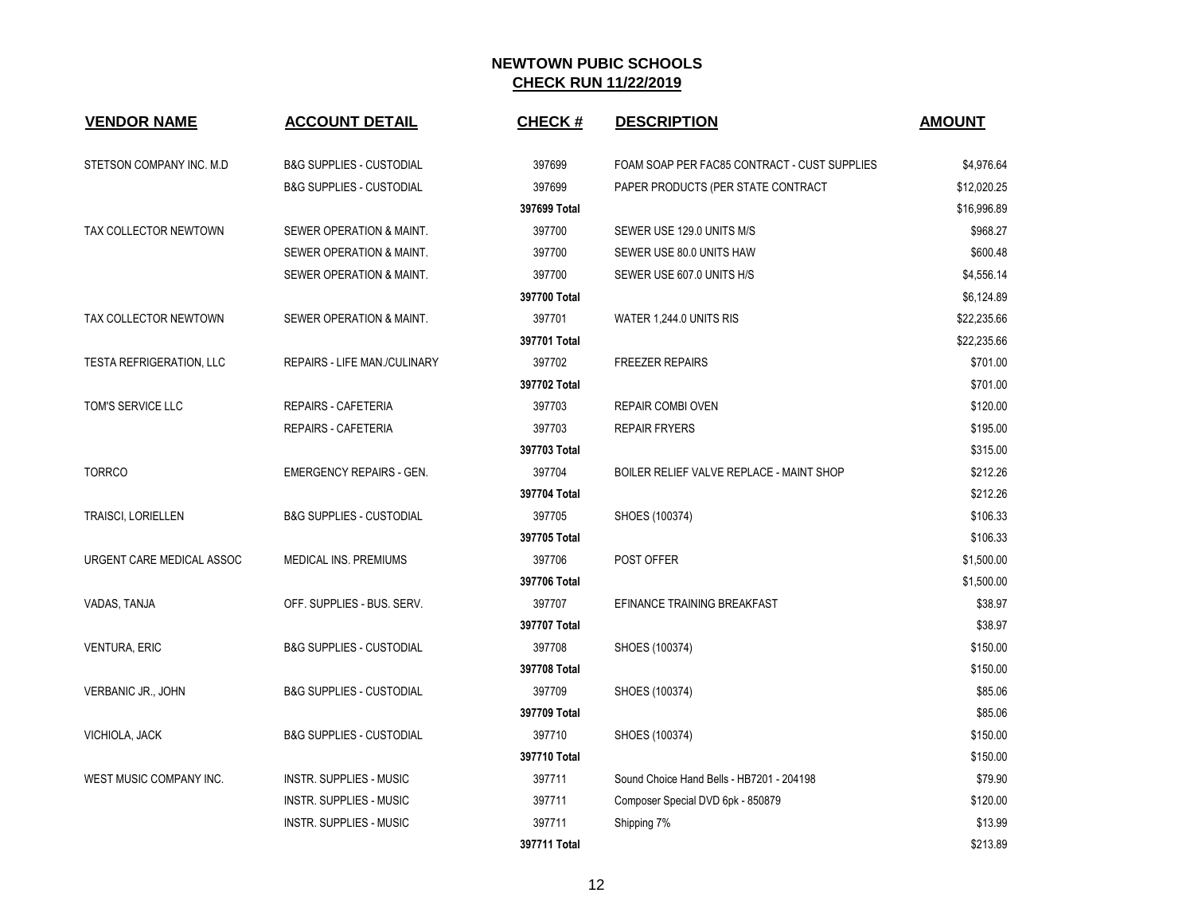# NEWTOWN PUBIC SCHOOLS

## CHECK RUN 11/22/2019

| VENDOR NAME | ACCOUNT DETAIL | CHECK # | DESCRIPTION | AMOUNT |
|---|---|---|---|---|
| STETSON COMPANY INC. M.D | B&G SUPPLIES - CUSTODIAL | 397699 | FOAM SOAP PER FAC85 CONTRACT - CUST SUPPLIES | $4,976.64 |
| | B&G SUPPLIES - CUSTODIAL | 397699 | PAPER PRODUCTS (PER STATE CONTRACT | $12,020.25 |
| | | **397699 Total** | | $16,996.89 |
| TAX COLLECTOR NEWTOWN | SEWER OPERATION & MAINT. | 397700 | SEWER USE 129.0 UNITS M/S | $968.27 |
| | SEWER OPERATION & MAINT. | 397700 | SEWER USE 80.0 UNITS HAW | $600.48 |
| | SEWER OPERATION & MAINT. | 397700 | SEWER USE 607.0 UNITS H/S | $4,556.14 |
| | | **397700 Total** | | $6,124.89 |
| TAX COLLECTOR NEWTOWN | SEWER OPERATION & MAINT. | 397701 | WATER 1,244.0 UNITS RIS | $22,235.66 |
| | | **397701 Total** | | $22,235.66 |
| TESTA REFRIGERATION, LLC | REPAIRS - LIFE MAN./CULINARY | 397702 | FREEZER REPAIRS | $701.00 |
| | | **397702 Total** | | $701.00 |
| TOM'S SERVICE LLC | REPAIRS - CAFETERIA | 397703 | REPAIR COMBI OVEN | $120.00 |
| | REPAIRS - CAFETERIA | 397703 | REPAIR FRYERS | $195.00 |
| | | **397703 Total** | | $315.00 |
| TORRCO | EMERGENCY REPAIRS - GEN. | 397704 | BOILER RELIEF VALVE REPLACE - MAINT SHOP | $212.26 |
| | | **397704 Total** | | $212.26 |
| TRAISCI, LORIELLEN | B&G SUPPLIES - CUSTODIAL | 397705 | SHOES (100374) | $106.33 |
| | | **397705 Total** | | $106.33 |
| URGENT CARE MEDICAL ASSOC | MEDICAL INS. PREMIUMS | 397706 | POST OFFER | $1,500.00 |
| | | **397706 Total** | | $1,500.00 |
| VADAS, TANJA | OFF. SUPPLIES - BUS. SERV. | 397707 | EFINANCE TRAINING BREAKFAST | $38.97 |
| | | **397707 Total** | | $38.97 |
| VENTURA, ERIC | B&G SUPPLIES - CUSTODIAL | 397708 | SHOES (100374) | $150.00 |
| | | **397708 Total** | | $150.00 |
| VERBANIC JR., JOHN | B&G SUPPLIES - CUSTODIAL | 397709 | SHOES (100374) | $85.06 |
| | | **397709 Total** | | $85.06 |
| VICHIOLA, JACK | B&G SUPPLIES - CUSTODIAL | 397710 | SHOES (100374) | $150.00 |
| | | **397710 Total** | | $150.00 |
| WEST MUSIC COMPANY INC. | INSTR. SUPPLIES - MUSIC | 397711 | Sound Choice Hand Bells - HB7201 - 204198 | $79.90 |
| | INSTR. SUPPLIES - MUSIC | 397711 | Composer Special DVD 6pk - 850879 | $120.00 |
| | INSTR. SUPPLIES - MUSIC | 397711 | Shipping 7% | $13.99 |
| | | **397711 Total** | | $213.89 |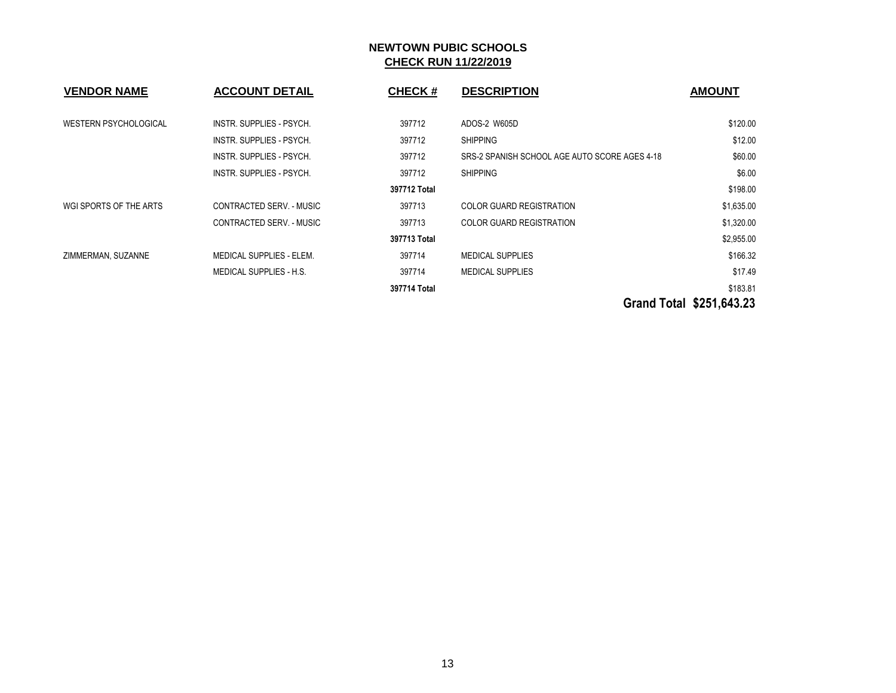**NEWTOWN PUBIC SCHOOLS**
**CHECK RUN 11/22/2019**

| VENDOR NAME | ACCOUNT DETAIL | CHECK # | DESCRIPTION | AMOUNT |
|---|---|---|---|---|
| WESTERN PSYCHOLOGICAL | INSTR. SUPPLIES - PSYCH. | 397712 | ADOS-2 W605D | $120.00 |
| | INSTR. SUPPLIES - PSYCH. | 397712 | SHIPPING | $12.00 |
| | INSTR. SUPPLIES - PSYCH. | 397712 | SRS-2 SPANISH SCHOOL AGE AUTO SCORE AGES 4-18 | $60.00 |
| | INSTR. SUPPLIES - PSYCH. | 397712 | SHIPPING | $6.00 |
| | | **397712 Total** | | $198.00 |
| WGI SPORTS OF THE ARTS | CONTRACTED SERV. - MUSIC | 397713 | COLOR GUARD REGISTRATION | $1,635.00 |
| | CONTRACTED SERV. - MUSIC | 397713 | COLOR GUARD REGISTRATION | $1,320.00 |
| | | **397713 Total** | | $2,955.00 |
| ZIMMERMAN, SUZANNE | MEDICAL SUPPLIES - ELEM. | 397714 | MEDICAL SUPPLIES | $166.32 |
| | MEDICAL SUPPLIES - H.S. | 397714 | MEDICAL SUPPLIES | $17.49 |
| | | **397714 Total** | | $183.81 |
| | | | **Grand Total** | **$251,643.23** |